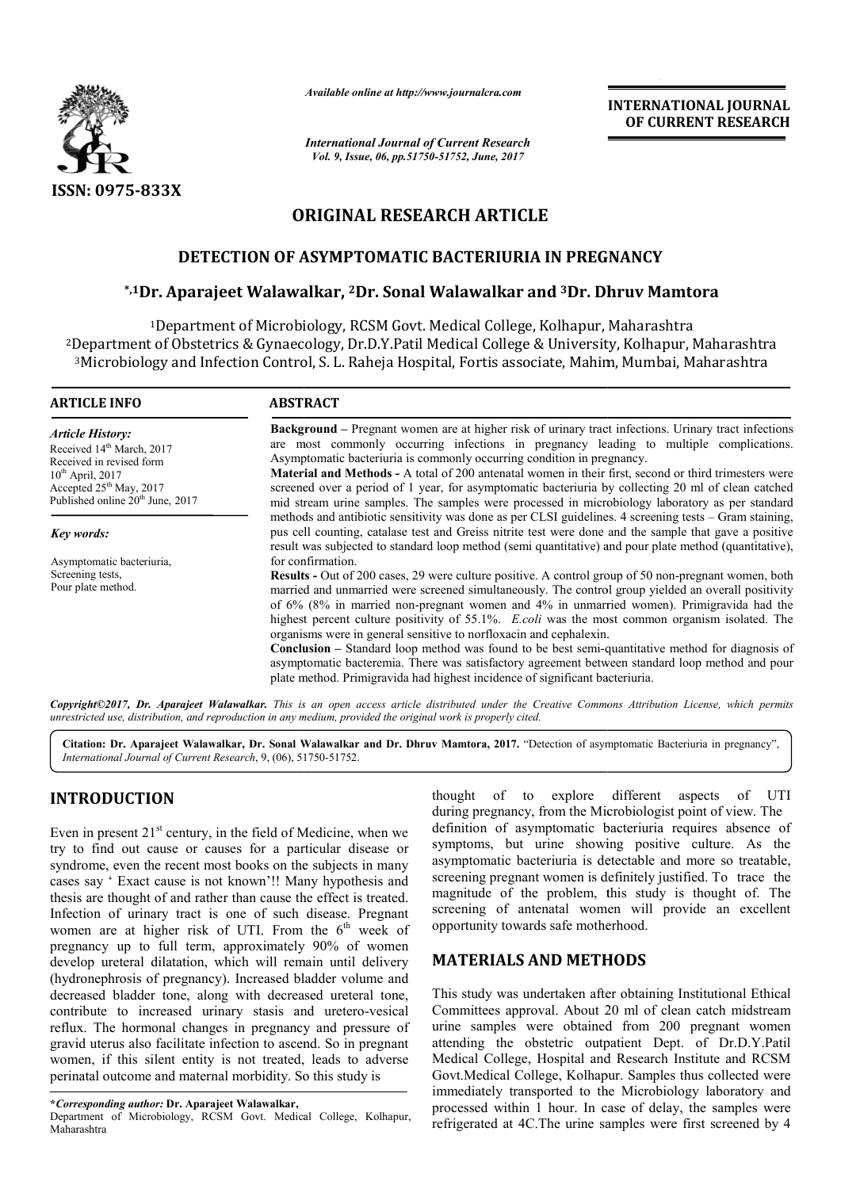ISSN: 0975-833X

*Available online at http://www.journalcra.com*

*International Journal of Current Research*
*Vol. 9, Issue, 06, pp.51750-51752, June, 2017*

**INTERNATIONAL JOURNAL OF CURRENT RESEARCH**

## ORIGINAL RESEARCH ARTICLE

# DETECTION OF ASYMPTOMATIC BACTERIURIA IN PREGNANCY

**\*,1Dr. Aparajeet Walawalkar, 2Dr. Sonal Walawalkar and 3Dr. Dhruv Mamtora**

[1]Department of Microbiology, RCSM Govt. Medical College, Kolhapur, Maharashtra
[2]Department of Obstetrics & Gynaecology, Dr.D.Y.Patil Medical College & University, Kolhapur, Maharashtra
[3]Microbiology and Infection Control, S. L. Raheja Hospital, Fortis associate, Mahim, Mumbai, Maharashtra

**ARTICLE INFO**

*Article History:*
Received 14th March, 2017
Received in revised form
10th April, 2017
Accepted 25th May, 2017
Published online 20th June, 2017

*Key words:*

Asymptomatic bacteriuria,
Screening tests,
Pour plate method.

**ABSTRACT**

**Background –** Pregnant women are at higher risk of urinary tract infections. Urinary tract infections are most commonly occurring infections in pregnancy leading to multiple complications. Asymptomatic bacteriuria is commonly occurring condition in pregnancy.

**Material and Methods -** A total of 200 antenatal women in their first, second or third trimesters were screened over a period of 1 year, for asymptomatic bacteriuria by collecting 20 ml of clean catched mid stream urine samples. The samples were processed in microbiology laboratory as per standard methods and antibiotic sensitivity was done as per CLSI guidelines. 4 screening tests – Gram staining, pus cell counting, catalase test and Greiss nitrite test were done and the sample that gave a positive result was subjected to standard loop method (semi quantitative) and pour plate method (quantitative), for confirmation.

**Results -** Out of 200 cases, 29 were culture positive. A control group of 50 non-pregnant women, both married and unmarried were screened simultaneously. The control group yielded an overall positivity of 6% (8% in married non-pregnant women and 4% in unmarried women). Primigravida had the highest percent culture positivity of 55.1%. *E.coli* was the most common organism isolated. The organisms were in general sensitive to norfloxacin and cephalexin.

**Conclusion –** Standard loop method was found to be best semi-quantitative method for diagnosis of asymptomatic bacteremia. There was satisfactory agreement between standard loop method and pour plate method. Primigravida had highest incidence of significant bacteriuria.

***Copyright©2017, Dr. Aparajeet Walawalkar.*** *This is an open access article distributed under the Creative Commons Attribution License, which permits unrestricted use, distribution, and reproduction in any medium, provided the original work is properly cited.*

**Citation: Dr. Aparajeet Walawalkar, Dr. Sonal Walawalkar and Dr. Dhruv Mamtora, 2017.** "Detection of asymptomatic Bacteriuria in pregnancy", *International Journal of Current Research*, 9, (06), 51750-51752.

## INTRODUCTION

Even in present 21st century, in the field of Medicine, when we try to find out cause or causes for a particular disease or syndrome, even the recent most books on the subjects in many cases say ' Exact cause is not known'!! Many hypothesis and thesis are thought of and rather than cause the effect is treated. Infection of urinary tract is one of such disease. Pregnant women are at higher risk of UTI. From the 6th week of pregnancy up to full term, approximately 90% of women develop ureteral dilatation, which will remain until delivery (hydronephrosis of pregnancy). Increased bladder volume and decreased bladder tone, along with decreased ureteral tone, contribute to increased urinary stasis and uretero-vesical reflux. The hormonal changes in pregnancy and pressure of gravid uterus also facilitate infection to ascend. So in pregnant women, if this silent entity is not treated, leads to adverse perinatal outcome and maternal morbidity. So this study is thought of to explore different aspects of UTI during pregnancy, from the Microbiologist point of view. The definition of asymptomatic bacteriuria requires absence of symptoms, but urine showing positive culture. As the asymptomatic bacteriuria is detectable and more so treatable, screening pregnant women is definitely justified. To trace the magnitude of the problem, this study is thought of. The screening of antenatal women will provide an excellent opportunity towards safe motherhood.

## MATERIALS AND METHODS

This study was undertaken after obtaining Institutional Ethical Committees approval. About 20 ml of clean catch midstream urine samples were obtained from 200 pregnant women attending the obstetric outpatient Dept. of Dr.D.Y.Patil Medical College, Hospital and Research Institute and RCSM Govt.Medical College, Kolhapur. Samples thus collected were immediately transported to the Microbiology laboratory and processed within 1 hour. In case of delay, the samples were refrigerated at 4C.The urine samples were first screened by 4

**\*Corresponding author: Dr. Aparajeet Walawalkar,**
Department of Microbiology, RCSM Govt. Medical College, Kolhapur, Maharashtra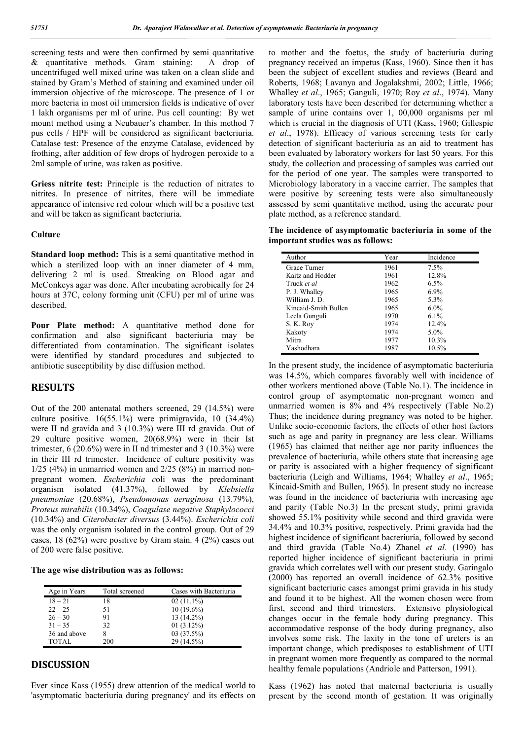screening tests and were then confirmed by semi quantitative & quantitative methods. Gram staining: A drop of uncentrifuged well mixed urine was taken on a clean slide and stained by Gram's Method of staining and examined under oil immersion objective of the microscope. The presence of 1 or more bacteria in most oil immersion fields is indicative of over 1 lakh organisms per ml of urine. Pus cell counting: By wet mount method using a Neubauer's chamber. In this method 7 pus cells / HPF will be considered as significant bacteriuria. Catalase test: Presence of the enzyme Catalase, evidenced by frothing, after addition of few drops of hydrogen peroxide to a 2ml sample of urine, was taken as positive.

**Griess nitrite test:** Principle is the reduction of nitrates to nitrites. In presence of nitrites, there will be immediate appearance of intensive red colour which will be a positive test and will be taken as significant bacteriuria.

### Culture

**Standard loop method:** This is a semi quantitative method in which a sterilized loop with an inner diameter of 4 mm, delivering 2 ml is used. Streaking on Blood agar and McConkeys agar was done. After incubating aerobically for 24 hours at 37C, colony forming unit (CFU) per ml of urine was described.

**Pour Plate method:** A quantitative method done for confirmation and also significant bacteriuria may be differentiated from contamination. The significant isolates were identified by standard procedures and subjected to antibiotic susceptibility by disc diffusion method.

## RESULTS

Out of the 200 antenatal mothers screened, 29 (14.5%) were culture positive. 16(55.1%) were primigravida, 10 (34.4%) were II nd gravida and 3 (10.3%) were III rd gravida. Out of 29 culture positive women, 20(68.9%) were in their Ist trimester, 6 (20.6%) were in II nd trimester and 3 (10.3%) were in their III rd trimester. Incidence of culture positivity was 1/25 (4%) in unmarried women and 2/25 (8%) in married non-pregnant women. *Escherichia coli* was the predominant organism isolated (41.37%), followed by *Klebsiella pneumoniae* (20.68%), *Pseudomonas aeruginosa* (13.79%), *Proteus mirabilis* (10.34%), *Coagulase negative Staphylococci* (10.34%) and *Citerobacter diversus* (3.44%). *Escherichia coli* was the only organism isolated in the control group. Out of 29 cases, 18 (62%) were positive by Gram stain. 4 (2%) cases out of 200 were false positive.

**The age wise distribution was as follows:**

| Age in Years | Total screened | Cases with Bacteriuria |
|---|---|---|
| 18 – 21 | 18 | 02 (11.1%) |
| 22 – 25 | 51 | 10 (19.6%) |
| 26 – 30 | 91 | 13 (14.2%) |
| 31 – 35 | 32 | 01 (3.12%) |
| 36 and above | 8 | 03 (37.5%) |
| TOTAL | 200 | 29 (14.5%) |

## DISCUSSION

Ever since Kass (1955) drew attention of the medical world to 'asymptomatic bacteriuria during pregnancy' and its effects on to mother and the foetus, the study of bacteriuria during pregnancy received an impetus (Kass, 1960). Since then it has been the subject of excellent studies and reviews (Beard and Roberts, 1968; Lavanya and Jogalakshmi, 2002; Little, 1966; Whalley *et al*., 1965; Ganguli, 1970; Roy *et al*., 1974). Many laboratory tests have been described for determining whether a sample of urine contains over 1, 00,000 organisms per ml which is crucial in the diagnosis of UTI (Kass, 1960; Gillespie *et al*., 1978). Efficacy of various screening tests for early detection of significant bacteriuria as an aid to treatment has been evaluated by laboratory workers for last 50 years. For this study, the collection and processing of samples was carried out for the period of one year. The samples were transported to Microbiology laboratory in a vaccine carrier. The samples that were positive by screening tests were also simultaneously assessed by semi quantitative method, using the accurate pour plate method, as a reference standard.

**The incidence of asymptomatic bacteriuria in some of the important studies was as follows:**

| Author | Year | Incidence |
|---|---|---|
| Grace Turner | 1961 | 7.5% |
| Kaitz and Hodder | 1961 | 12.8% |
| Truck *et al* | 1962 | 6.5% |
| P. J. Whalley | 1965 | 6.9% |
| William J. D. | 1965 | 5.3% |
| Kincaid-Smith Bullen | 1965 | 6.0% |
| Leela Gunguli | 1970 | 6.1% |
| S. K. Roy | 1974 | 12.4% |
| Kakoty | 1974 | 5.0% |
| Mitra | 1977 | 10.3% |
| Yashodhara | 1987 | 10.5% |

In the present study, the incidence of asymptomatic bacteriuria was 14.5%, which compares favorably well with incidence of other workers mentioned above (Table No.1). The incidence in control group of asymptomatic non-pregnant women and unmarried women is 8% and 4% respectively (Table No.2) Thus; the incidence during pregnancy was noted to be higher. Unlike socio-economic factors, the effects of other host factors such as age and parity in pregnancy are less clear. Williams (1965) has claimed that neither age nor parity influences the prevalence of bacteriuria, while others state that increasing age or parity is associated with a higher frequency of significant bacteriuria (Leigh and Williams, 1964; Whalley *et al*., 1965; Kincaid-Smith and Bullen, 1965). In present study no increase was found in the incidence of bacteriuria with increasing age and parity (Table No.3) In the present study, primi gravida showed 55.1% positivity while second and third gravida were 34.4% and 10.3% positive, respectively. Primi gravida had the highest incidence of significant bacteriuria, followed by second and third gravida (Table No.4) Zhanel *et al*. (1990) has reported higher incidence of significant bacteriuria in primi gravida which correlates well with our present study. Garingalo (2000) has reported an overall incidence of 62.3% positive significant bacteriuric cases amongst primi gravida in his study and found it to be highest. All the women chosen were from first, second and third trimesters. Extensive physiological changes occur in the female body during pregnancy. This accommodative response of the body during pregnancy, also involves some risk. The laxity in the tone of ureters is an important change, which predisposes to establishment of UTI in pregnant women more frequently as compared to the normal healthy female populations (Andriole and Patterson, 1991).

Kass (1962) has noted that maternal bacteriuria is usually present by the second month of gestation. It was originally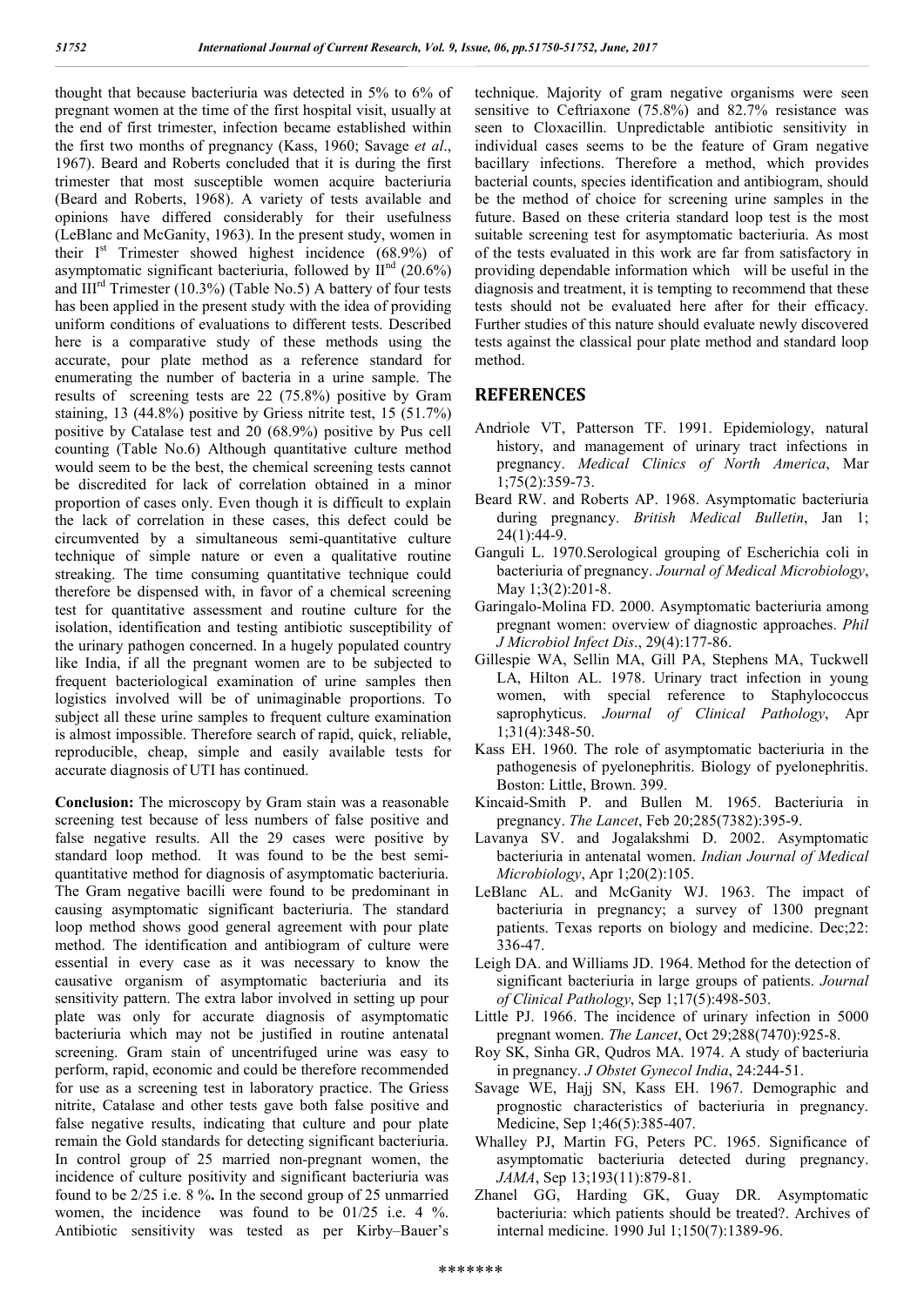thought that because bacteriuria was detected in 5% to 6% of pregnant women at the time of the first hospital visit, usually at the end of first trimester, infection became established within the first two months of pregnancy (Kass, 1960; Savage *et al*., 1967). Beard and Roberts concluded that it is during the first trimester that most susceptible women acquire bacteriuria (Beard and Roberts, 1968). A variety of tests available and opinions have differed considerably for their usefulness (LeBlanc and McGanity, 1963). In the present study, women in their I[st] Trimester showed highest incidence (68.9%) of asymptomatic significant bacteriuria, followed by II[nd] (20.6%) and III[rd] Trimester (10.3%) (Table No.5) A battery of four tests has been applied in the present study with the idea of providing uniform conditions of evaluations to different tests. Described here is a comparative study of these methods using the accurate, pour plate method as a reference standard for enumerating the number of bacteria in a urine sample. The results of screening tests are 22 (75.8%) positive by Gram staining, 13 (44.8%) positive by Griess nitrite test, 15 (51.7%) positive by Catalase test and 20 (68.9%) positive by Pus cell counting (Table No.6) Although quantitative culture method would seem to be the best, the chemical screening tests cannot be discredited for lack of correlation obtained in a minor proportion of cases only. Even though it is difficult to explain the lack of correlation in these cases, this defect could be circumvented by a simultaneous semi-quantitative culture technique of simple nature or even a qualitative routine streaking. The time consuming quantitative technique could therefore be dispensed with, in favor of a chemical screening test for quantitative assessment and routine culture for the isolation, identification and testing antibiotic susceptibility of the urinary pathogen concerned. In a hugely populated country like India, if all the pregnant women are to be subjected to frequent bacteriological examination of urine samples then logistics involved will be of unimaginable proportions. To subject all these urine samples to frequent culture examination is almost impossible. Therefore search of rapid, quick, reliable, reproducible, cheap, simple and easily available tests for accurate diagnosis of UTI has continued.

**Conclusion:** The microscopy by Gram stain was a reasonable screening test because of less numbers of false positive and false negative results. All the 29 cases were positive by standard loop method. It was found to be the best semi-quantitative method for diagnosis of asymptomatic bacteriuria. The Gram negative bacilli were found to be predominant in causing asymptomatic significant bacteriuria. The standard loop method shows good general agreement with pour plate method. The identification and antibiogram of culture were essential in every case as it was necessary to know the causative organism of asymptomatic bacteriuria and its sensitivity pattern. The extra labor involved in setting up pour plate was only for accurate diagnosis of asymptomatic bacteriuria which may not be justified in routine antenatal screening. Gram stain of uncentrifuged urine was easy to perform, rapid, economic and could be therefore recommended for use as a screening test in laboratory practice. The Griess nitrite, Catalase and other tests gave both false positive and false negative results, indicating that culture and pour plate remain the Gold standards for detecting significant bacteriuria. In control group of 25 married non-pregnant women, the incidence of culture positivity and significant bacteriuria was found to be 2/25 i.e. 8 %**.** In the second group of 25 unmarried women, the incidence was found to be 01/25 i.e. 4 %. Antibiotic sensitivity was tested as per Kirby–Bauer's technique. Majority of gram negative organisms were seen sensitive to Ceftriaxone (75.8%) and 82.7% resistance was seen to Cloxacillin. Unpredictable antibiotic sensitivity in individual cases seems to be the feature of Gram negative bacillary infections. Therefore a method, which provides bacterial counts, species identification and antibiogram, should be the method of choice for screening urine samples in the future. Based on these criteria standard loop test is the most suitable screening test for asymptomatic bacteriuria. As most of the tests evaluated in this work are far from satisfactory in providing dependable information which will be useful in the diagnosis and treatment, it is tempting to recommend that these tests should not be evaluated here after for their efficacy. Further studies of this nature should evaluate newly discovered tests against the classical pour plate method and standard loop method.

## REFERENCES

Andriole VT, Patterson TF. 1991. Epidemiology, natural history, and management of urinary tract infections in pregnancy. *Medical Clinics of North America*, Mar 1;75(2):359-73.

Beard RW. and Roberts AP. 1968. Asymptomatic bacteriuria during pregnancy. *British Medical Bulletin*, Jan 1; 24(1):44-9.

Ganguli L. 1970.Serological grouping of Escherichia coli in bacteriuria of pregnancy. *Journal of Medical Microbiology*, May 1;3(2):201-8.

Garingalo-Molina FD. 2000. Asymptomatic bacteriuria among pregnant women: overview of diagnostic approaches. *Phil J Microbiol Infect Dis*., 29(4):177-86.

Gillespie WA, Sellin MA, Gill PA, Stephens MA, Tuckwell LA, Hilton AL. 1978. Urinary tract infection in young women, with special reference to Staphylococcus saprophyticus. *Journal of Clinical Pathology*, Apr 1;31(4):348-50.

Kass EH. 1960. The role of asymptomatic bacteriuria in the pathogenesis of pyelonephritis. Biology of pyelonephritis. Boston: Little, Brown. 399.

Kincaid-Smith P. and Bullen M. 1965. Bacteriuria in pregnancy. *The Lancet*, Feb 20;285(7382):395-9.

Lavanya SV. and Jogalakshmi D. 2002. Asymptomatic bacteriuria in antenatal women. *Indian Journal of Medical Microbiology*, Apr 1;20(2):105.

LeBlanc AL. and McGanity WJ. 1963. The impact of bacteriuria in pregnancy; a survey of 1300 pregnant patients. Texas reports on biology and medicine. Dec;22: 336-47.

Leigh DA. and Williams JD. 1964. Method for the detection of significant bacteriuria in large groups of patients. *Journal of Clinical Pathology*, Sep 1;17(5):498-503.

Little PJ. 1966. The incidence of urinary infection in 5000 pregnant women. *The Lancet*, Oct 29;288(7470):925-8.

Roy SK, Sinha GR, Qudros MA. 1974. A study of bacteriuria in pregnancy. *J Obstet Gynecol India*, 24:244-51.

Savage WE, Hajj SN, Kass EH. 1967. Demographic and prognostic characteristics of bacteriuria in pregnancy. Medicine, Sep 1;46(5):385-407.

Whalley PJ, Martin FG, Peters PC. 1965. Significance of asymptomatic bacteriuria detected during pregnancy. *JAMA*, Sep 13;193(11):879-81.

Zhanel GG, Harding GK, Guay DR. Asymptomatic bacteriuria: which patients should be treated?. Archives of internal medicine. 1990 Jul 1;150(7):1389-96.

\*\*\*\*\*\*\*